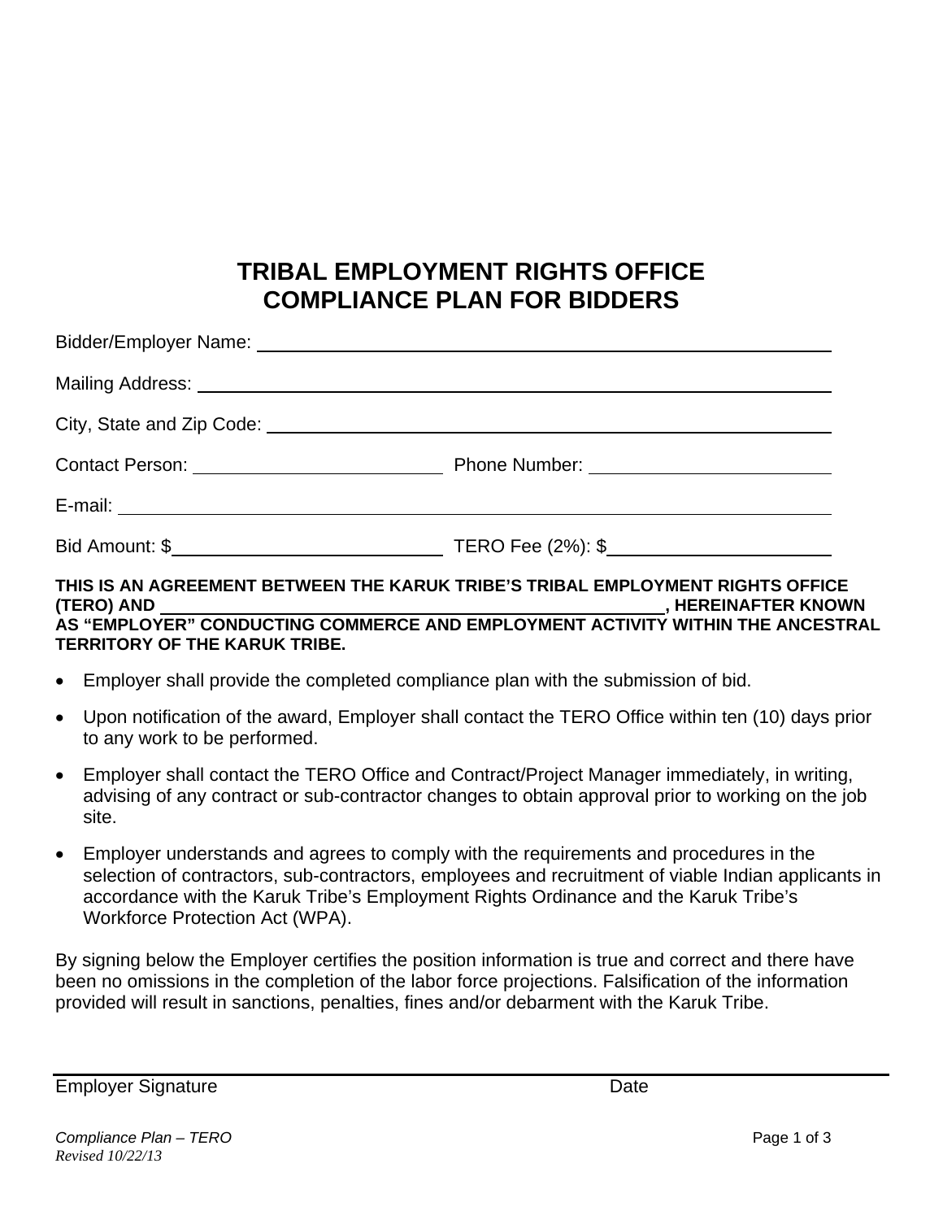# TRIBAL EMPLOYMENT RIGHTS OFFICE
# COMPLIANCE PLAN FOR BIDDERS

Bidder/Employer Name: ______________________________________________

Mailing Address: ______________________________________________

City, State and Zip Code: ______________________________________________

Contact Person: ____________________ Phone Number: ____________________

E-mail: ______________________________________________

Bid Amount: $____________________ TERO Fee (2%): $____________________

**THIS IS AN AGREEMENT BETWEEN THE KARUK TRIBE'S TRIBAL EMPLOYMENT RIGHTS OFFICE (TERO) AND ________________________________________, HEREINAFTER KNOWN AS "EMPLOYER" CONDUCTING COMMERCE AND EMPLOYMENT ACTIVITY WITHIN THE ANCESTRAL TERRITORY OF THE KARUK TRIBE.**

- Employer shall provide the completed compliance plan with the submission of bid.
- Upon notification of the award, Employer shall contact the TERO Office within ten (10) days prior to any work to be performed.
- Employer shall contact the TERO Office and Contract/Project Manager immediately, in writing, advising of any contract or sub-contractor changes to obtain approval prior to working on the job site.
- Employer understands and agrees to comply with the requirements and procedures in the selection of contractors, sub-contractors, employees and recruitment of viable Indian applicants in accordance with the Karuk Tribe's Employment Rights Ordinance and the Karuk Tribe's Workforce Protection Act (WPA).

By signing below the Employer certifies the position information is true and correct and there have been no omissions in the completion of the labor force projections. Falsification of the information provided will result in sanctions, penalties, fines and/or debarment with the Karuk Tribe.

______________________________________________

Employer Signature                                        Date

*Compliance Plan – TERO*
*Revised 10/22/13*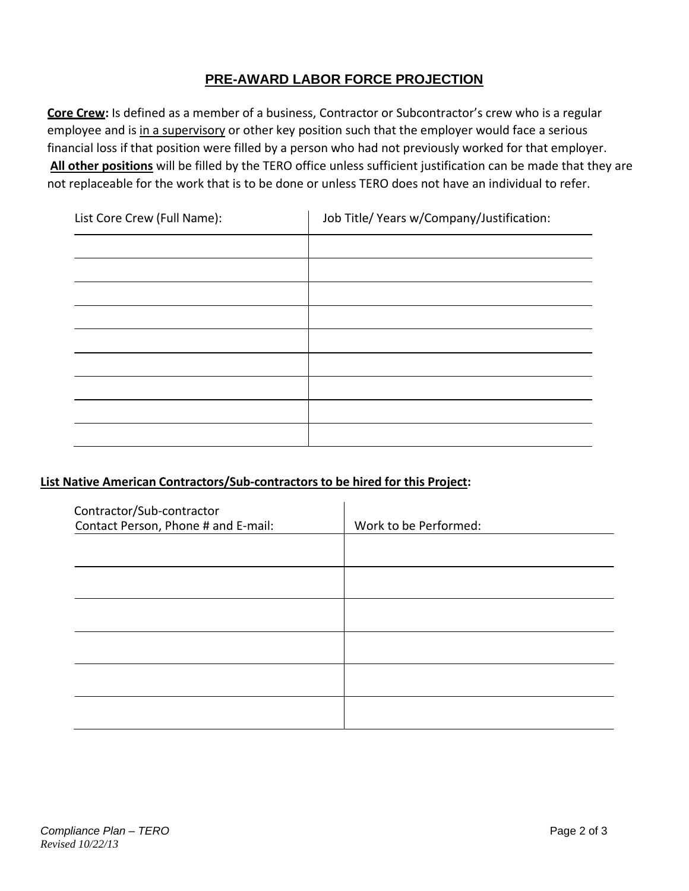## PRE-AWARD LABOR FORCE PROJECTION

**Core Crew:** Is defined as a member of a business, Contractor or Subcontractor's crew who is a regular employee and is in a supervisory or other key position such that the employer would face a serious financial loss if that position were filled by a person who had not previously worked for that employer. **All other positions** will be filled by the TERO office unless sufficient justification can be made that they are not replaceable for the work that is to be done or unless TERO does not have an individual to refer.

| List Core Crew (Full Name): | Job Title/ Years w/Company/Justification: |
|---|---|
| | |
| | |
| | |
| | |
| | |
| | |
| | |
| | |
| | |

**List Native American Contractors/Sub-contractors to be hired for this Project:**

| Contractor/Sub-contractor Contact Person, Phone # and E-mail: | Work to be Performed: |
|---|---|
| | |
| | |
| | |
| | |
| | |
| | |

*Compliance Plan – TERO*
*Revised 10/22/13*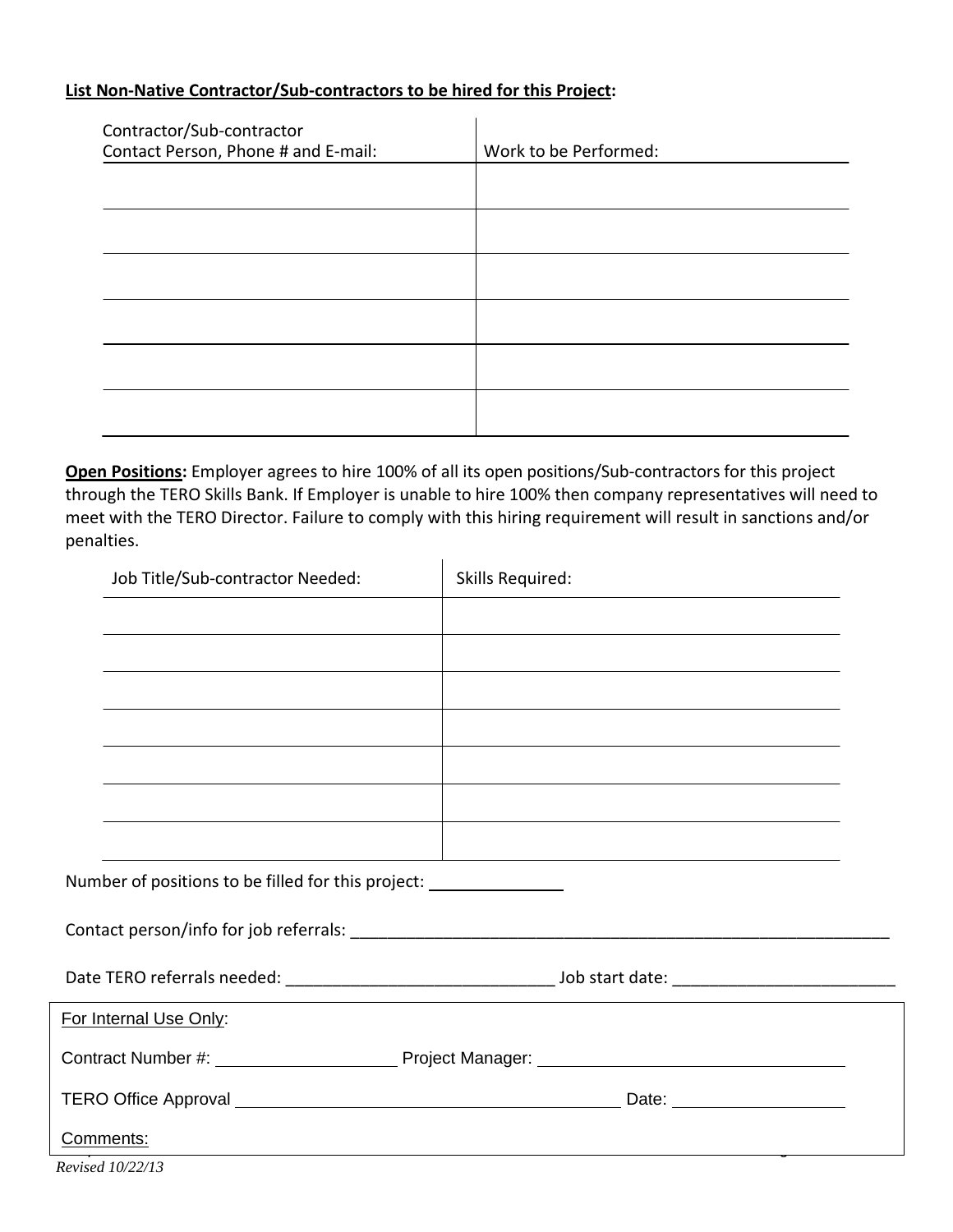**List Non-Native Contractor/Sub-contractors to be hired for this Project:**

| Contractor/Sub-contractor Contact Person, Phone # and E-mail: | Work to be Performed: |
|---|---|
| | |
| | |
| | |
| | |
| | |
| | |

**Open Positions:** Employer agrees to hire 100% of all its open positions/Sub-contractors for this project through the TERO Skills Bank. If Employer is unable to hire 100% then company representatives will need to meet with the TERO Director. Failure to comply with this hiring requirement will result in sanctions and/or penalties.

| Job Title/Sub-contractor Needed: | Skills Required: |
|---|---|
| | |
| | |
| | |
| | |
| | |
| | |
| | |

Number of positions to be filled for this project: ______________

Contact person/info for job referrals: ____________________________________________________________

Date TERO referrals needed: ____________________________ Job start date: _______________________

For Internal Use Only:

Contract Number #: ___________________ Project Manager: _________________________________

TERO Office Approval _________________________________________ Date: __________________

Comments:

*Revised 10/22/13*